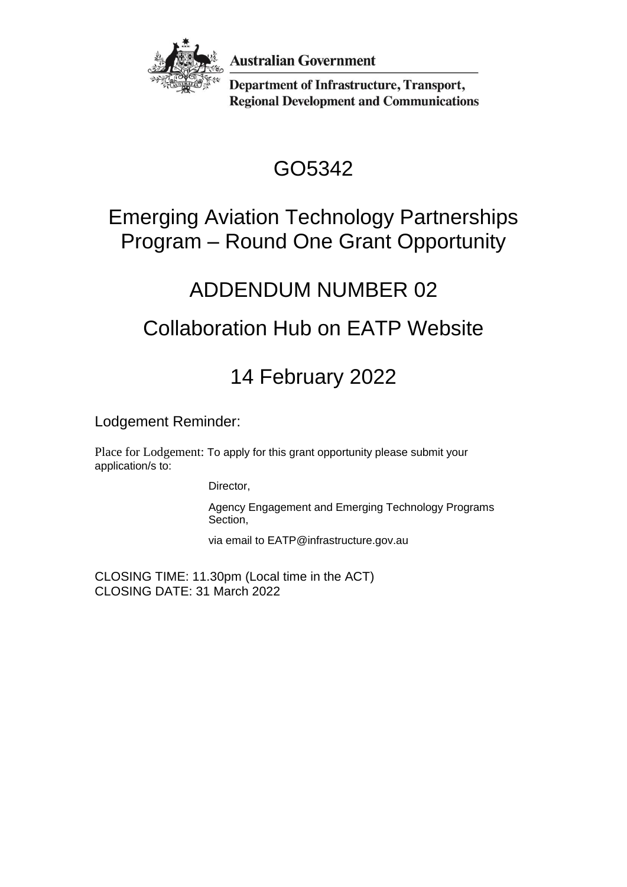Australian Government

Department of Infrastructure, Transport, Regional Development and Communications

# GO5342

# Emerging Aviation Technology Partnerships Program – Round One Grant Opportunity

# ADDENDUM NUMBER 02

# Collaboration Hub on EATP Website

# 14 February 2022

Lodgement Reminder:

Place for Lodgement: To apply for this grant opportunity please submit your application/s to:

Director,

Agency Engagement and Emerging Technology Programs Section,

via email to EATP@infrastructure.gov.au

CLOSING TIME: 11.30pm (Local time in the ACT)
CLOSING DATE: 31 March 2022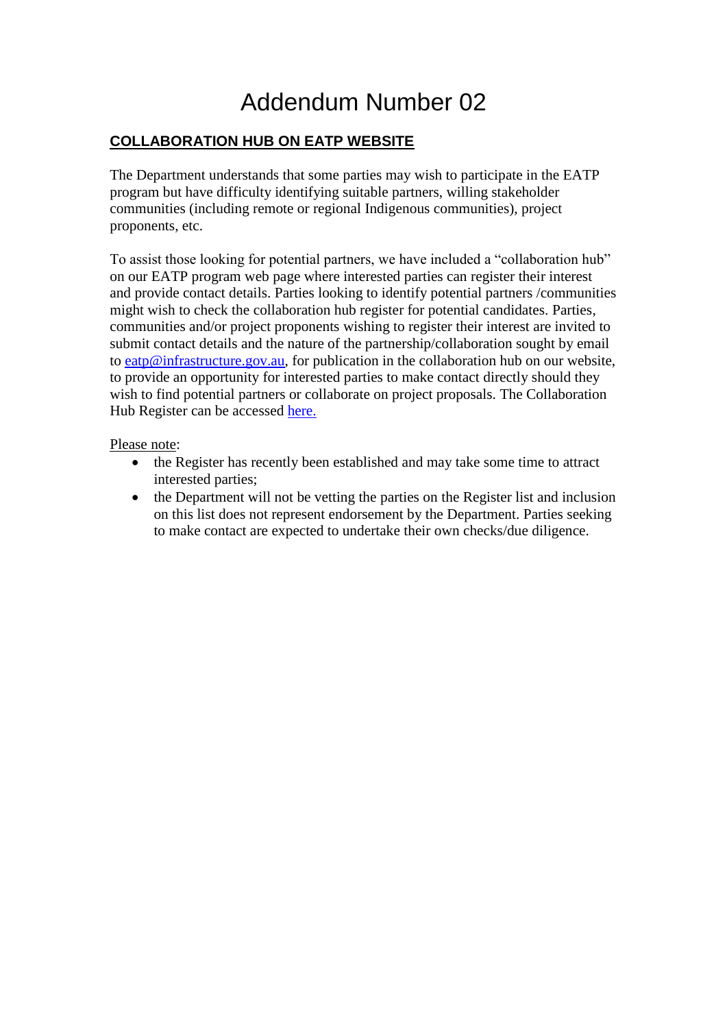# Addendum Number 02

## COLLABORATION HUB ON EATP WEBSITE

The Department understands that some parties may wish to participate in the EATP program but have difficulty identifying suitable partners, willing stakeholder communities (including remote or regional Indigenous communities), project proponents, etc.

To assist those looking for potential partners, we have included a "collaboration hub" on our EATP program web page where interested parties can register their interest and provide contact details. Parties looking to identify potential partners /communities might wish to check the collaboration hub register for potential candidates. Parties, communities and/or project proponents wishing to register their interest are invited to submit contact details and the nature of the partnership/collaboration sought by email to eatp@infrastructure.gov.au, for publication in the collaboration hub on our website, to provide an opportunity for interested parties to make contact directly should they wish to find potential partners or collaborate on project proposals. The Collaboration Hub Register can be accessed here.

Please note:

- the Register has recently been established and may take some time to attract interested parties;
- the Department will not be vetting the parties on the Register list and inclusion on this list does not represent endorsement by the Department. Parties seeking to make contact are expected to undertake their own checks/due diligence.